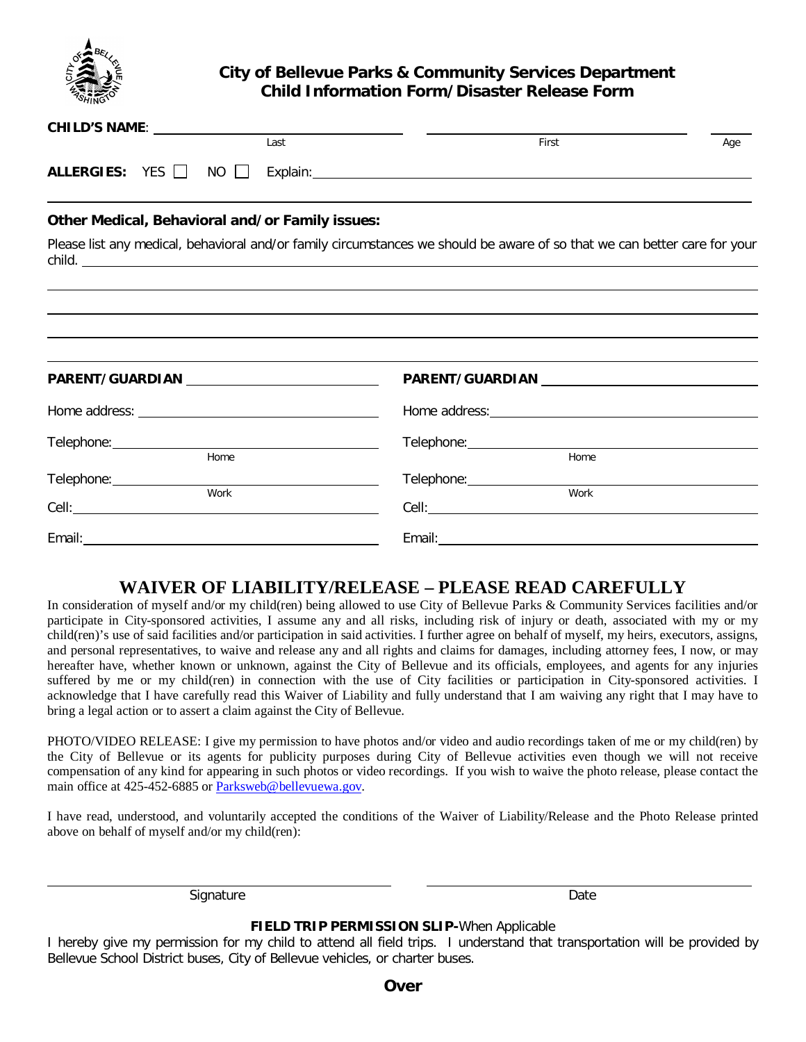# City of Bellevue Parks & Community Services Department
## Child Information Form/Disaster Release Form

**CHILD'S NAME**: ______________________ ______________________ ______
Last First Age

**ALLERGIES:** YES ☐ NO ☐ Explain: ______________________________________________

**Other Medical, Behavioral and/or Family issues:**

Please list any medical, behavioral and/or family circumstances we should be aware of so that we can better care for your child. ______________________________________________

| **PARENT/GUARDIAN** ____________________ | **PARENT/GUARDIAN** ____________________ |
|---|---|
| Home address: ____________________ | Home address: ____________________ |
| Telephone: ____________________ (Home) | Telephone: ____________________ (Home) |
| Telephone: ____________________ (Work) | Telephone: ____________________ (Work) |
| Cell: ____________________ | Cell: ____________________ |
| Email: ____________________ | Email: ____________________ |

## WAIVER OF LIABILITY/RELEASE – PLEASE READ CAREFULLY

In consideration of myself and/or my child(ren) being allowed to use City of Bellevue Parks & Community Services facilities and/or participate in City-sponsored activities, I assume any and all risks, including risk of injury or death, associated with my or my child(ren)'s use of said facilities and/or participation in said activities. I further agree on behalf of myself, my heirs, executors, assigns, and personal representatives, to waive and release any and all rights and claims for damages, including attorney fees, I now, or may hereafter have, whether known or unknown, against the City of Bellevue and its officials, employees, and agents for any injuries suffered by me or my child(ren) in connection with the use of City facilities or participation in City-sponsored activities. I acknowledge that I have carefully read this Waiver of Liability and fully understand that I am waiving any right that I may have to bring a legal action or to assert a claim against the City of Bellevue.

PHOTO/VIDEO RELEASE: I give my permission to have photos and/or video and audio recordings taken of me or my child(ren) by the City of Bellevue or its agents for publicity purposes during City of Bellevue activities even though we will not receive compensation of any kind for appearing in such photos or video recordings. If you wish to waive the photo release, please contact the main office at 425-452-6885 or Parksweb@bellevuewa.gov.

I have read, understood, and voluntarily accepted the conditions of the Waiver of Liability/Release and the Photo Release printed above on behalf of myself and/or my child(ren):

______________________________ ______________________________
Signature Date

**FIELD TRIP PERMISSION SLIP-**When Applicable

I hereby give my permission for my child to attend all field trips. I understand that transportation will be provided by Bellevue School District buses, City of Bellevue vehicles, or charter buses.

**Over**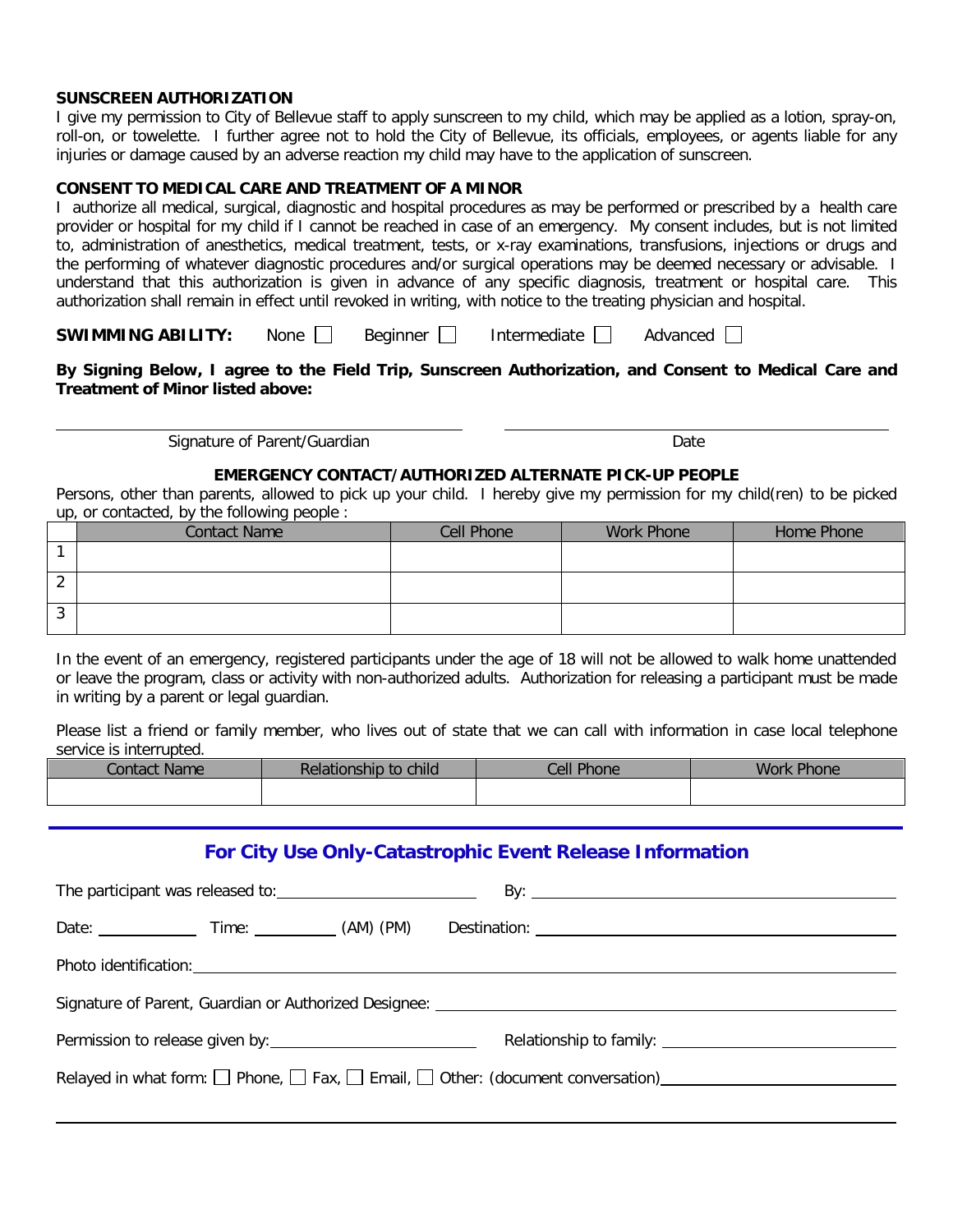**SUNSCREEN AUTHORIZATION**

I give my permission to City of Bellevue staff to apply sunscreen to my child, which may be applied as a lotion, spray-on, roll-on, or towelette. I further agree not to hold the City of Bellevue, its officials, employees, or agents liable for any injuries or damage caused by an adverse reaction my child may have to the application of sunscreen.

**CONSENT TO MEDICAL CARE AND TREATMENT OF A MINOR**

I authorize all medical, surgical, diagnostic and hospital procedures as may be performed or prescribed by a health care provider or hospital for my child if I cannot be reached in case of an emergency. My consent includes, but is not limited to, administration of anesthetics, medical treatment, tests, or x-ray examinations, transfusions, injections or drugs and the performing of whatever diagnostic procedures and/or surgical operations may be deemed necessary or advisable. I understand that this authorization is given in advance of any specific diagnosis, treatment or hospital care. This authorization shall remain in effect until revoked in writing, with notice to the treating physician and hospital.

**SWIMMING ABILITY:** None ☐ Beginner ☐ Intermediate ☐ Advanced ☐

**By Signing Below, I agree to the Field Trip, Sunscreen Authorization, and Consent to Medical Care and Treatment of Minor listed above:**

_______________________________ Signature of Parent/Guardian

_______________________________ Date

**EMERGENCY CONTACT/AUTHORIZED ALTERNATE PICK-UP PEOPLE**

Persons, other than parents, allowed to pick up your child. I hereby give my permission for my child(ren) to be picked up, or contacted, by the following people :

| | Contact Name | Cell Phone | Work Phone | Home Phone |
|---|---|---|---|---|
| 1 | | | | |
| 2 | | | | |
| 3 | | | | |

In the event of an emergency, registered participants under the age of 18 will not be allowed to walk home unattended or leave the program, class or activity with non-authorized adults. Authorization for releasing a participant must be made in writing by a parent or legal guardian.

Please list a friend or family member, who lives out of state that we can call with information in case local telephone service is interrupted.

| Contact Name | Relationship to child | Cell Phone | Work Phone |
|---|---|---|---|
| | | | |

## For City Use Only-Catastrophic Event Release Information

The participant was released to: _______________ By: _______________

Date: __________ Time: __________ (AM) (PM) Destination: _______________

Photo identification: _______________

Signature of Parent, Guardian or Authorized Designee: _______________

Permission to release given by: _______________ Relationship to family: _______________

Relayed in what form: ☐ Phone, ☐ Fax, ☐ Email, ☐ Other: (document conversation) _______________